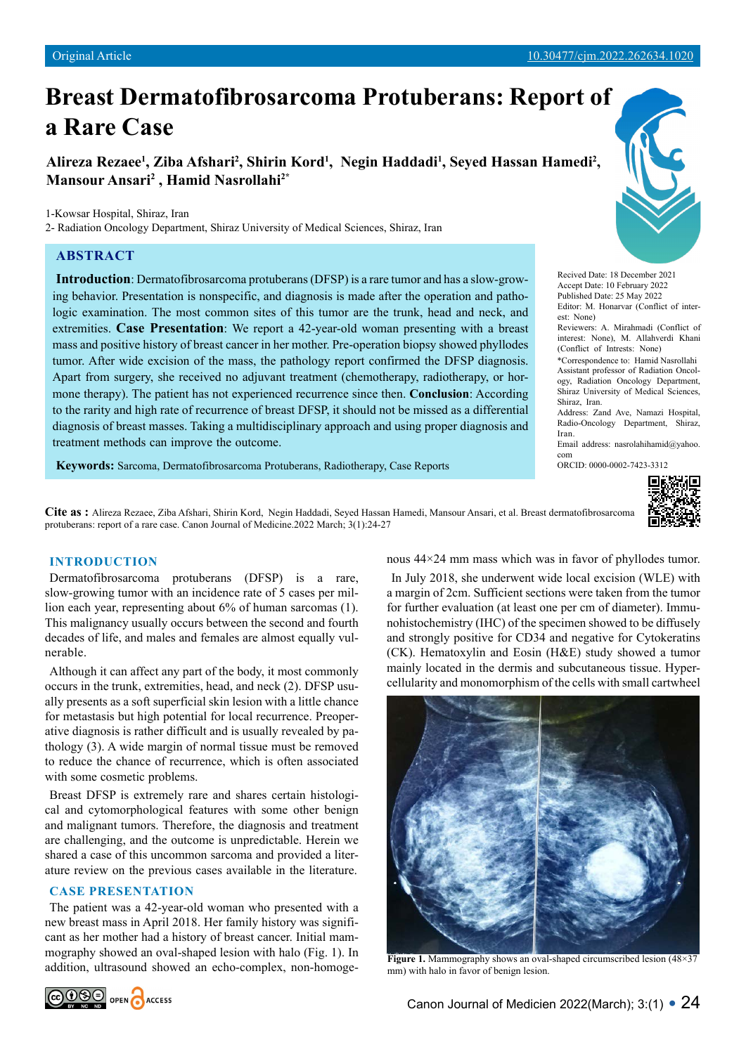Original Article

10.30477/cjm.2022.262634.1020

# Breast Dermatofibrosarcoma Protuberans: Report of a Rare Case

**Alireza Rezaee[1], Ziba Afshari[2], Shirin Kord[1], Negin Haddadi[1], Seyed Hassan Hamedi[2], Mansour Ansari[2], Hamid Nasrollahi[2*]**

1-Kowsar Hospital, Shiraz, Iran
2- Radiation Oncology Department, Shiraz University of Medical Sciences, Shiraz, Iran

## ABSTRACT

**Introduction**: Dermatofibrosarcoma protuberans (DFSP) is a rare tumor and has a slow-growing behavior. Presentation is nonspecific, and diagnosis is made after the operation and pathologic examination. The most common sites of this tumor are the trunk, head and neck, and extremities. **Case Presentation**: We report a 42-year-old woman presenting with a breast mass and positive history of breast cancer in her mother. Pre-operation biopsy showed phyllodes tumor. After wide excision of the mass, the pathology report confirmed the DFSP diagnosis. Apart from surgery, she received no adjuvant treatment (chemotherapy, radiotherapy, or hormone therapy). The patient has not experienced recurrence since then. **Conclusion**: According to the rarity and high rate of recurrence of breast DFSP, it should not be missed as a differential diagnosis of breast masses. Taking a multidisciplinary approach and using proper diagnosis and treatment methods can improve the outcome.

**Keywords:** Sarcoma, Dermatofibrosarcoma Protuberans, Radiotherapy, Case Reports

Recived Date: 18 December 2021
Accept Date: 10 February 2022
Published Date: 25 May 2022
Editor: M. Honarvar (Conflict of interest: None)
Reviewers: A. Mirahmadi (Conflict of interest: None), M. Allahverdi Khani (Conflict of Intrests: None)
*Correspondence to: Hamid Nasrollahi
Assistant professor of Radiation Oncology, Radiation Oncology Department, Shiraz University of Medical Sciences, Shiraz, Iran.
Address: Zand Ave, Namazi Hospital, Radio-Oncology Department, Shiraz, Iran.
Email address: nasrolahihamid@yahoo.com
ORCID: 0000-0002-7423-3312

**Cite as :** Alireza Rezaee, Ziba Afshari, Shirin Kord, Negin Haddadi, Seyed Hassan Hamedi, Mansour Ansari, et al. Breast dermatofibrosarcoma protuberans: report of a rare case. Canon Journal of Medicine.2022 March; 3(1):24-27

## INTRODUCTION

Dermatofibrosarcoma protuberans (DFSP) is a rare, slow-growing tumor with an incidence rate of 5 cases per million each year, representing about 6% of human sarcomas (1). This malignancy usually occurs between the second and fourth decades of life, and males and females are almost equally vulnerable.

Although it can affect any part of the body, it most commonly occurs in the trunk, extremities, head, and neck (2). DFSP usually presents as a soft superficial skin lesion with a little chance for metastasis but high potential for local recurrence. Preoperative diagnosis is rather difficult and is usually revealed by pathology (3). A wide margin of normal tissue must be removed to reduce the chance of recurrence, which is often associated with some cosmetic problems.

Breast DFSP is extremely rare and shares certain histological and cytomorphological features with some other benign and malignant tumors. Therefore, the diagnosis and treatment are challenging, and the outcome is unpredictable. Herein we shared a case of this uncommon sarcoma and provided a literature review on the previous cases available in the literature.

## CASE PRESENTATION

The patient was a 42-year-old woman who presented with a new breast mass in April 2018. Her family history was significant as her mother had a history of breast cancer. Initial mammography showed an oval-shaped lesion with halo (Fig. 1). In addition, ultrasound showed an echo-complex, non-homogenous 44×24 mm mass which was in favor of phyllodes tumor.

In July 2018, she underwent wide local excision (WLE) with a margin of 2cm. Sufficient sections were taken from the tumor for further evaluation (at least one per cm of diameter). Immunohistochemistry (IHC) of the specimen showed to be diffusely and strongly positive for CD34 and negative for Cytokeratins (CK). Hematoxylin and Eosin (H&E) study showed a tumor mainly located in the dermis and subcutaneous tissue. Hypercellularity and monomorphism of the cells with small cartwheel

**Figure 1.** Mammography shows an oval-shaped circumscribed lesion (48×37 mm) with halo in favor of benign lesion.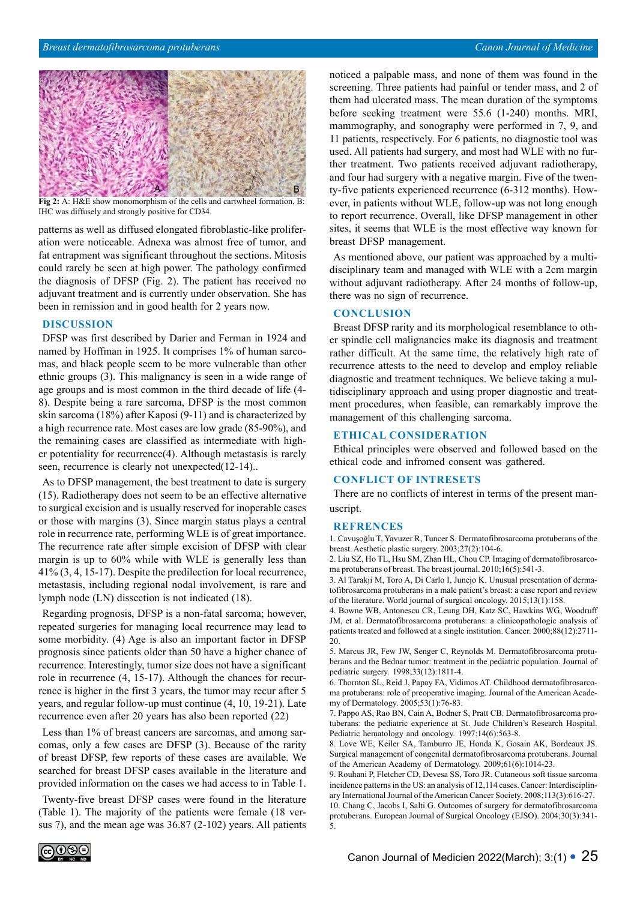Fig 2: A: H&E show monomorphism of the cells and cartwheel formation, B: IHC was diffusely and strongly positive for CD34.

patterns as well as diffused elongated fibroblastic-like proliferation were noticeable. Adnexa was almost free of tumor, and fat entrapment was significant throughout the sections. Mitosis could rarely be seen at high power. The pathology confirmed the diagnosis of DFSP (Fig. 2). The patient has received no adjuvant treatment and is currently under observation. She has been in remission and in good health for 2 years now.

## DISCUSSION

DFSP was first described by Darier and Ferman in 1924 and named by Hoffman in 1925. It comprises 1% of human sarcomas, and black people seem to be more vulnerable than other ethnic groups (3). This malignancy is seen in a wide range of age groups and is most common in the third decade of life (4-8). Despite being a rare sarcoma, DFSP is the most common skin sarcoma (18%) after Kaposi (9-11) and is characterized by a high recurrence rate. Most cases are low grade (85-90%), and the remaining cases are classified as intermediate with higher potentiality for recurrence(4). Although metastasis is rarely seen, recurrence is clearly not unexpected(12-14)..

As to DFSP management, the best treatment to date is surgery (15). Radiotherapy does not seem to be an effective alternative to surgical excision and is usually reserved for inoperable cases or those with margins (3). Since margin status plays a central role in recurrence rate, performing WLE is of great importance. The recurrence rate after simple excision of DFSP with clear margin is up to 60% while with WLE is generally less than 41% (3, 4, 15-17). Despite the predilection for local recurrence, metastasis, including regional nodal involvement, is rare and lymph node (LN) dissection is not indicated (18).

Regarding prognosis, DFSP is a non-fatal sarcoma; however, repeated surgeries for managing local recurrence may lead to some morbidity. (4) Age is also an important factor in DFSP prognosis since patients older than 50 have a higher chance of recurrence. Interestingly, tumor size does not have a significant role in recurrence (4, 15-17). Although the chances for recurrence is higher in the first 3 years, the tumor may recur after 5 years, and regular follow-up must continue (4, 10, 19-21). Late recurrence even after 20 years has also been reported (22)

Less than 1% of breast cancers are sarcomas, and among sarcomas, only a few cases are DFSP (3). Because of the rarity of breast DFSP, few reports of these cases are available. We searched for breast DFSP cases available in the literature and provided information on the cases we had access to in Table 1.

Twenty-five breast DFSP cases were found in the literature (Table 1). The majority of the patients were female (18 versus 7), and the mean age was 36.87 (2-102) years. All patients noticed a palpable mass, and none of them was found in the screening. Three patients had painful or tender mass, and 2 of them had ulcerated mass. The mean duration of the symptoms before seeking treatment were 55.6 (1-240) months. MRI, mammography, and sonography were performed in 7, 9, and 11 patients, respectively. For 6 patients, no diagnostic tool was used. All patients had surgery, and most had WLE with no further treatment. Two patients received adjuvant radiotherapy, and four had surgery with a negative margin. Five of the twenty-five patients experienced recurrence (6-312 months). However, in patients without WLE, follow-up was not long enough to report recurrence. Overall, like DFSP management in other sites, it seems that WLE is the most effective way known for breast DFSP management.

As mentioned above, our patient was approached by a multidisciplinary team and managed with WLE with a 2cm margin without adjuvant radiotherapy. After 24 months of follow-up, there was no sign of recurrence.

## CONCLUSION

Breast DFSP rarity and its morphological resemblance to other spindle cell malignancies make its diagnosis and treatment rather difficult. At the same time, the relatively high rate of recurrence attests to the need to develop and employ reliable diagnostic and treatment techniques. We believe taking a multidisciplinary approach and using proper diagnostic and treatment procedures, when feasible, can remarkably improve the management of this challenging sarcoma.

## ETHICAL CONSIDERATION

Ethical principles were observed and followed based on the ethical code and infromed consent was gathered.

## CONFLICT OF INTRESETS

There are no conflicts of interest in terms of the present manuscript.

## REFRENCES

1. Cavuşoğlu T, Yavuzer R, Tuncer S. Dermatofibrosarcoma protuberans of the breast. Aesthetic plastic surgery. 2003;27(2):104-6.
2. Liu SZ, Ho TL, Hsu SM, Zhan HL, Chou CP. Imaging of dermatofibrosarcoma protuberans of breast. The breast journal. 2010;16(5):541-3.
3. Al Tarakji M, Toro A, Di Carlo I, Junejo K. Unusual presentation of dermatofibrosarcoma protuberans in a male patient's breast: a case report and review of the literature. World journal of surgical oncology. 2015;13(1):158.
4. Bowne WB, Antonescu CR, Leung DH, Katz SC, Hawkins WG, Woodruff JM, et al. Dermatofibrosarcoma protuberans: a clinicopathologic analysis of patients treated and followed at a single institution. Cancer. 2000;88(12):2711-20.
5. Marcus JR, Few JW, Senger C, Reynolds M. Dermatofibrosarcoma protuberans and the Bednar tumor: treatment in the pediatric population. Journal of pediatric surgery. 1998;33(12):1811-4.
6. Thornton SL, Reid J, Papay FA, Vidimos AT. Childhood dermatofibrosarcoma protuberans: role of preoperative imaging. Journal of the American Academy of Dermatology. 2005;53(1):76-83.
7. Pappo AS, Rao BN, Cain A, Bodner S, Pratt CB. Dermatofibrosarcoma protuberans: the pediatric experience at St. Jude Children's Research Hospital. Pediatric hematology and oncology. 1997;14(6):563-8.
8. Love WE, Keiler SA, Tamburro JE, Honda K, Gosain AK, Bordeaux JS. Surgical management of congenital dermatofibrosarcoma protuberans. Journal of the American Academy of Dermatology. 2009;61(6):1014-23.
9. Rouhani P, Fletcher CD, Devesa SS, Toro JR. Cutaneous soft tissue sarcoma incidence patterns in the US: an analysis of 12,114 cases. Cancer: Interdisciplinary International Journal of the American Cancer Society. 2008;113(3):616-27.
10. Chang C, Jacobs I, Salti G. Outcomes of surgery for dermatofibrosarcoma protuberans. European Journal of Surgical Oncology (EJSO). 2004;30(3):341-5.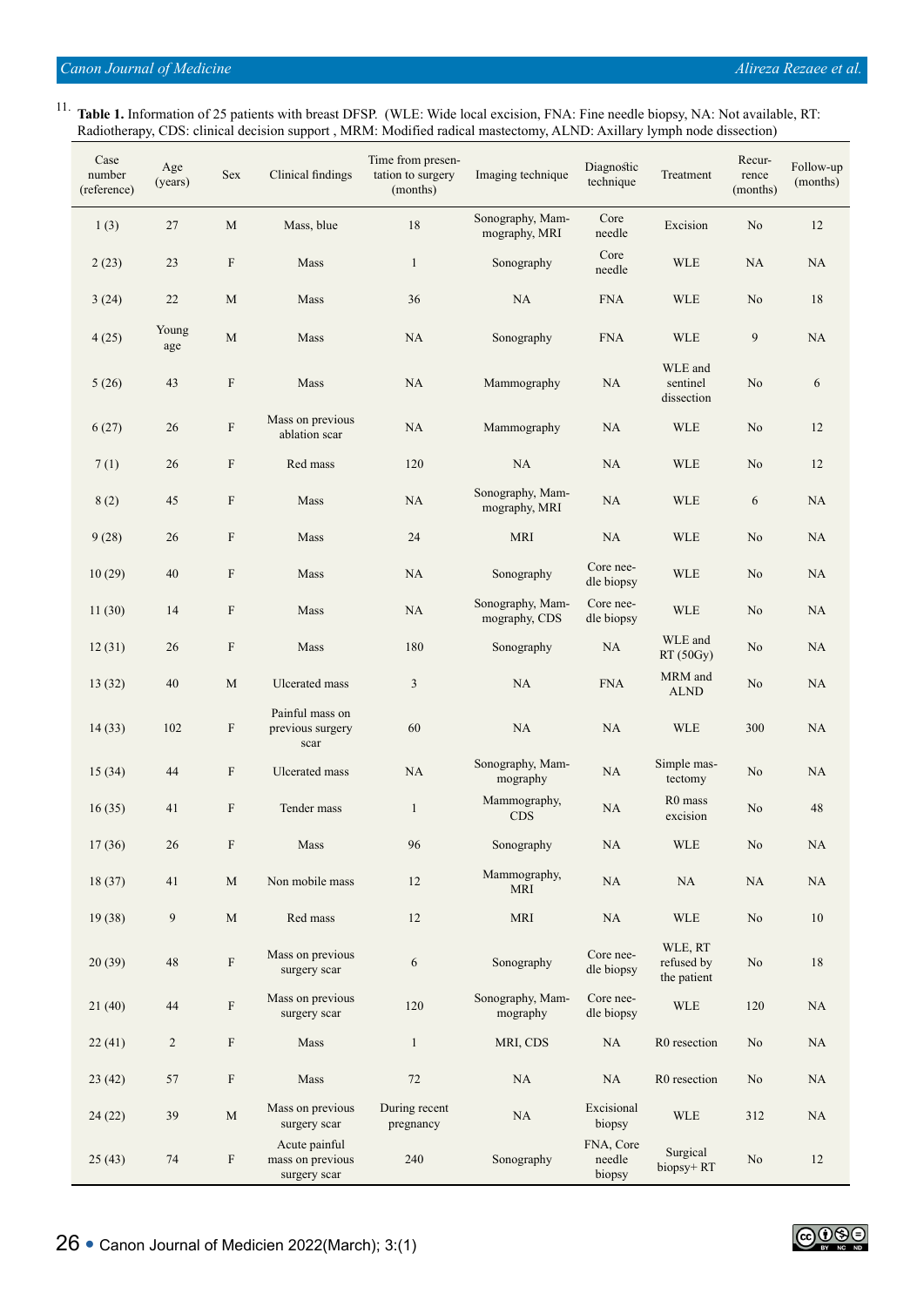11. **Table 1.** Information of 25 patients with breast DFSP. (WLE: Wide local excision, FNA: Fine needle biopsy, NA: Not available, RT: Radiotherapy, CDS: clinical decision support , MRM: Modified radical mastectomy, ALND: Axillary lymph node dissection)

| Case number (reference) | Age (years) | Sex | Clinical findings | Time from presentation to surgery (months) | Imaging technique | Diagnostic technique | Treatment | Recurrence (months) | Follow-up (months) |
|---|---|---|---|---|---|---|---|---|---|
| 1 (3) | 27 | M | Mass, blue | 18 | Sonography, Mammography, MRI | Core needle | Excision | No | 12 |
| 2 (23) | 23 | F | Mass | 1 | Sonography | Core needle | WLE | NA | NA |
| 3 (24) | 22 | M | Mass | 36 | NA | FNA | WLE | No | 18 |
| 4 (25) | Young age | M | Mass | NA | Sonography | FNA | WLE | 9 | NA |
| 5 (26) | 43 | F | Mass | NA | Mammography | NA | WLE and sentinel dissection | No | 6 |
| 6 (27) | 26 | F | Mass on previous ablation scar | NA | Mammography | NA | WLE | No | 12 |
| 7 (1) | 26 | F | Red mass | 120 | NA | NA | WLE | No | 12 |
| 8 (2) | 45 | F | Mass | NA | Sonography, Mammography, MRI | NA | WLE | 6 | NA |
| 9 (28) | 26 | F | Mass | 24 | MRI | NA | WLE | No | NA |
| 10 (29) | 40 | F | Mass | NA | Sonography | Core needle biopsy | WLE | No | NA |
| 11 (30) | 14 | F | Mass | NA | Sonography, Mammography, CDS | Core needle biopsy | WLE | No | NA |
| 12 (31) | 26 | F | Mass | 180 | Sonography | NA | WLE and RT (50Gy) | No | NA |
| 13 (32) | 40 | M | Ulcerated mass | 3 | NA | FNA | MRM and ALND | No | NA |
| 14 (33) | 102 | F | Painful mass on previous surgery scar | 60 | NA | NA | WLE | 300 | NA |
| 15 (34) | 44 | F | Ulcerated mass | NA | Sonography, Mammography | NA | Simple mastectomy | No | NA |
| 16 (35) | 41 | F | Tender mass | 1 | Mammography, CDS | NA | R0 mass excision | No | 48 |
| 17 (36) | 26 | F | Mass | 96 | Sonography | NA | WLE | No | NA |
| 18 (37) | 41 | M | Non mobile mass | 12 | Mammography, MRI | NA | NA | NA | NA |
| 19 (38) | 9 | M | Red mass | 12 | MRI | NA | WLE | No | 10 |
| 20 (39) | 48 | F | Mass on previous surgery scar | 6 | Sonography | Core needle biopsy | WLE, RT refused by the patient | No | 18 |
| 21 (40) | 44 | F | Mass on previous surgery scar | 120 | Sonography, Mammography | Core needle biopsy | WLE | 120 | NA |
| 22 (41) | 2 | F | Mass | 1 | MRI, CDS | NA | R0 resection | No | NA |
| 23 (42) | 57 | F | Mass | 72 | NA | NA | R0 resection | No | NA |
| 24 (22) | 39 | M | Mass on previous surgery scar | During recent pregnancy | NA | Excisional biopsy | WLE | 312 | NA |
| 25 (43) | 74 | F | Acute painful mass on previous surgery scar | 240 | Sonography | FNA, Core needle biopsy | Surgical biopsy+ RT | No | 12 |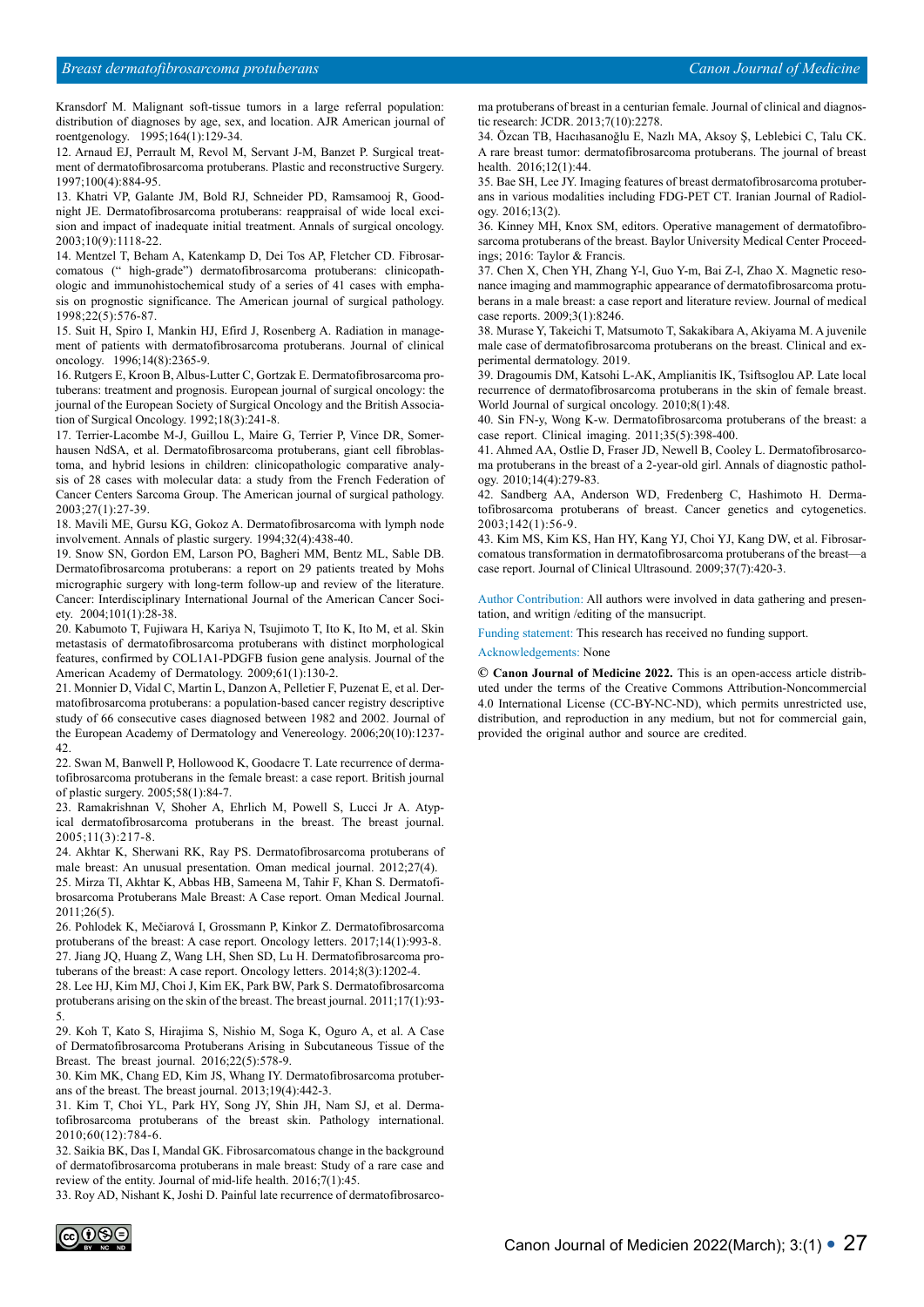Kransdorf M. Malignant soft-tissue tumors in a large referral population: distribution of diagnoses by age, sex, and location. AJR American journal of roentgenology. 1995;164(1):129-34.

12. Arnaud EJ, Perrault M, Revol M, Servant J-M, Banzet P. Surgical treatment of dermatofibrosarcoma protuberans. Plastic and reconstructive Surgery. 1997;100(4):884-95.

13. Khatri VP, Galante JM, Bold RJ, Schneider PD, Ramsamooj R, Goodnight JE. Dermatofibrosarcoma protuberans: reappraisal of wide local excision and impact of inadequate initial treatment. Annals of surgical oncology. 2003;10(9):1118-22.

14. Mentzel T, Beham A, Katenkamp D, Dei Tos AP, Fletcher CD. Fibrosarcomatous (" high-grade") dermatofibrosarcoma protuberans: clinicopathologic and immunohistochemical study of a series of 41 cases with emphasis on prognostic significance. The American journal of surgical pathology. 1998;22(5):576-87.

15. Suit H, Spiro I, Mankin HJ, Efird J, Rosenberg A. Radiation in management of patients with dermatofibrosarcoma protuberans. Journal of clinical oncology. 1996;14(8):2365-9.

16. Rutgers E, Kroon B, Albus-Lutter C, Gortzak E. Dermatofibrosarcoma protuberans: treatment and prognosis. European journal of surgical oncology: the journal of the European Society of Surgical Oncology and the British Association of Surgical Oncology. 1992;18(3):241-8.

17. Terrier-Lacombe M-J, Guillou L, Maire G, Terrier P, Vince DR, Somerhausen NdSA, et al. Dermatofibrosarcoma protuberans, giant cell fibroblastoma, and hybrid lesions in children: clinicopathologic comparative analysis of 28 cases with molecular data: a study from the French Federation of Cancer Centers Sarcoma Group. The American journal of surgical pathology. 2003;27(1):27-39.

18. Mavili ME, Gursu KG, Gokoz A. Dermatofibrosarcoma with lymph node involvement. Annals of plastic surgery. 1994;32(4):438-40.

19. Snow SN, Gordon EM, Larson PO, Bagheri MM, Bentz ML, Sable DB. Dermatofibrosarcoma protuberans: a report on 29 patients treated by Mohs micrographic surgery with long-term follow-up and review of the literature. Cancer: Interdisciplinary International Journal of the American Cancer Society. 2004;101(1):28-38.

20. Kabumoto T, Fujiwara H, Kariya N, Tsujimoto T, Ito K, Ito M, et al. Skin metastasis of dermatofibrosarcoma protuberans with distinct morphological features, confirmed by COL1A1-PDGFB fusion gene analysis. Journal of the American Academy of Dermatology. 2009;61(1):130-2.

21. Monnier D, Vidal C, Martin L, Danzon A, Pelletier F, Puzenat E, et al. Dermatofibrosarcoma protuberans: a population-based cancer registry descriptive study of 66 consecutive cases diagnosed between 1982 and 2002. Journal of the European Academy of Dermatology and Venereology. 2006;20(10):1237-42.

22. Swan M, Banwell P, Hollowood K, Goodacre T. Late recurrence of dermatofibrosarcoma protuberans in the female breast: a case report. British journal of plastic surgery. 2005;58(1):84-7.

23. Ramakrishnan V, Shoher A, Ehrlich M, Powell S, Lucci Jr A. Atypical dermatofibrosarcoma protuberans in the breast. The breast journal. 2005;11(3):217-8.

24. Akhtar K, Sherwani RK, Ray PS. Dermatofibrosarcoma protuberans of male breast: An unusual presentation. Oman medical journal. 2012;27(4).

25. Mirza TI, Akhtar K, Abbas HB, Sameena M, Tahir F, Khan S. Dermatofibrosarcoma Protuberans Male Breast: A Case report. Oman Medical Journal. 2011;26(5).

26. Pohlodek K, Mečiarová I, Grossmann P, Kinkor Z. Dermatofibrosarcoma protuberans of the breast: A case report. Oncology letters. 2017;14(1):993-8.

27. Jiang JQ, Huang Z, Wang LH, Shen SD, Lu H. Dermatofibrosarcoma protuberans of the breast: A case report. Oncology letters. 2014;8(3):1202-4.

28. Lee HJ, Kim MJ, Choi J, Kim EK, Park BW, Park S. Dermatofibrosarcoma protuberans arising on the skin of the breast. The breast journal. 2011;17(1):93-5.

29. Koh T, Kato S, Hirajima S, Nishio M, Soga K, Oguro A, et al. A Case of Dermatofibrosarcoma Protuberans Arising in Subcutaneous Tissue of the Breast. The breast journal. 2016;22(5):578-9.

30. Kim MK, Chang ED, Kim JS, Whang IY. Dermatofibrosarcoma protuberans of the breast. The breast journal. 2013;19(4):442-3.

31. Kim T, Choi YL, Park HY, Song JY, Shin JH, Nam SJ, et al. Dermatofibrosarcoma protuberans of the breast skin. Pathology international. 2010;60(12):784-6.

32. Saikia BK, Das I, Mandal GK. Fibrosarcomatous change in the background of dermatofibrosarcoma protuberans in male breast: Study of a rare case and review of the entity. Journal of mid-life health. 2016;7(1):45.

33. Roy AD, Nishant K, Joshi D. Painful late recurrence of dermatofibrosarcoma protuberans of breast in a centurian female. Journal of clinical and diagnostic research: JCDR. 2013;7(10):2278.

34. Özcan TB, Hacıhasanoğlu E, Nazlı MA, Aksoy Ş, Leblebici C, Talu CK. A rare breast tumor: dermatofibrosarcoma protuberans. The journal of breast health. 2016;12(1):44.

35. Bae SH, Lee JY. Imaging features of breast dermatofibrosarcoma protuberans in various modalities including FDG-PET CT. Iranian Journal of Radiology. 2016;13(2).

36. Kinney MH, Knox SM, editors. Operative management of dermatofibrosarcoma protuberans of the breast. Baylor University Medical Center Proceedings; 2016: Taylor & Francis.

37. Chen X, Chen YH, Zhang Y-l, Guo Y-m, Bai Z-l, Zhao X. Magnetic resonance imaging and mammographic appearance of dermatofibrosarcoma protuberans in a male breast: a case report and literature review. Journal of medical case reports. 2009;3(1):8246.

38. Murase Y, Takeichi T, Matsumoto T, Sakakibara A, Akiyama M. A juvenile male case of dermatofibrosarcoma protuberans on the breast. Clinical and experimental dermatology. 2019.

39. Dragoumis DM, Katsohi L-AK, Amplianitis IK, Tsiftsoglou AP. Late local recurrence of dermatofibrosarcoma protuberans in the skin of female breast. World Journal of surgical oncology. 2010;8(1):48.

40. Sin FN-y, Wong K-w. Dermatofibrosarcoma protuberans of the breast: a case report. Clinical imaging. 2011;35(5):398-400.

41. Ahmed AA, Ostlie D, Fraser JD, Newell B, Cooley L. Dermatofibrosarcoma protuberans in the breast of a 2-year-old girl. Annals of diagnostic pathology. 2010;14(4):279-83.

42. Sandberg AA, Anderson WD, Fredenberg C, Hashimoto H. Dermatofibrosarcoma protuberans of breast. Cancer genetics and cytogenetics. 2003;142(1):56-9.

43. Kim MS, Kim KS, Han HY, Kang YJ, Choi YJ, Kang DW, et al. Fibrosarcomatous transformation in dermatofibrosarcoma protuberans of the breast—a case report. Journal of Clinical Ultrasound. 2009;37(7):420-3.

Author Contribution: All authors were involved in data gathering and presentation, and writign /editing of the manuscript.

Funding statement: This research has received no funding support.

Acknowledgements: None

**© Canon Journal of Medicine 2022.** This is an open-access article distributed under the terms of the Creative Commons Attribution-Noncommercial 4.0 International License (CC-BY-NC-ND), which permits unrestricted use, distribution, and reproduction in any medium, but not for commercial gain, provided the original author and source are credited.